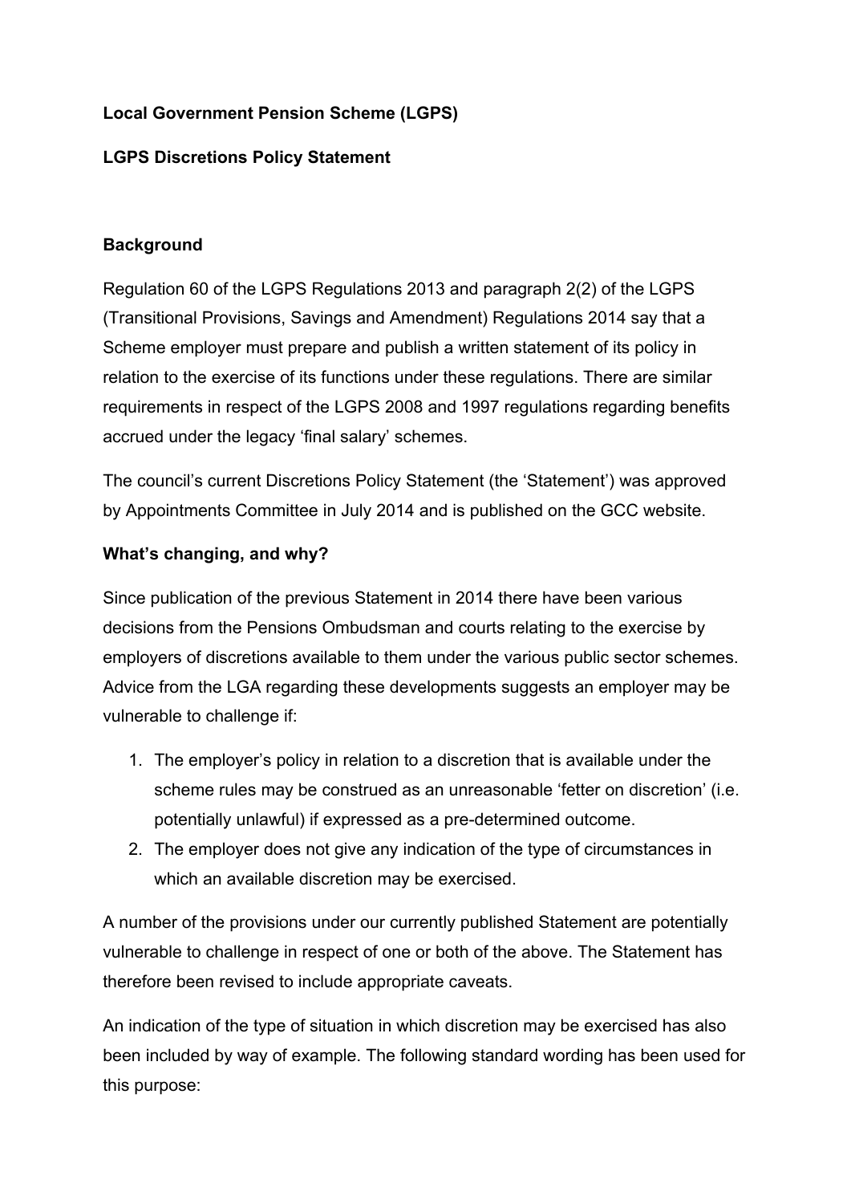**Local Government Pension Scheme (LGPS)**

**LGPS Discretions Policy Statement**

**Background**

Regulation 60 of the LGPS Regulations 2013 and paragraph 2(2) of the LGPS (Transitional Provisions, Savings and Amendment) Regulations 2014 say that a Scheme employer must prepare and publish a written statement of its policy in relation to the exercise of its functions under these regulations. There are similar requirements in respect of the LGPS 2008 and 1997 regulations regarding benefits accrued under the legacy 'final salary' schemes.

The council's current Discretions Policy Statement (the 'Statement') was approved by Appointments Committee in July 2014 and is published on the GCC website.

**What's changing, and why?**

Since publication of the previous Statement in 2014 there have been various decisions from the Pensions Ombudsman and courts relating to the exercise by employers of discretions available to them under the various public sector schemes. Advice from the LGA regarding these developments suggests an employer may be vulnerable to challenge if:

1. The employer's policy in relation to a discretion that is available under the scheme rules may be construed as an unreasonable 'fetter on discretion' (i.e. potentially unlawful) if expressed as a pre-determined outcome.
2. The employer does not give any indication of the type of circumstances in which an available discretion may be exercised.

A number of the provisions under our currently published Statement are potentially vulnerable to challenge in respect of one or both of the above. The Statement has therefore been revised to include appropriate caveats.

An indication of the type of situation in which discretion may be exercised has also been included by way of example. The following standard wording has been used for this purpose: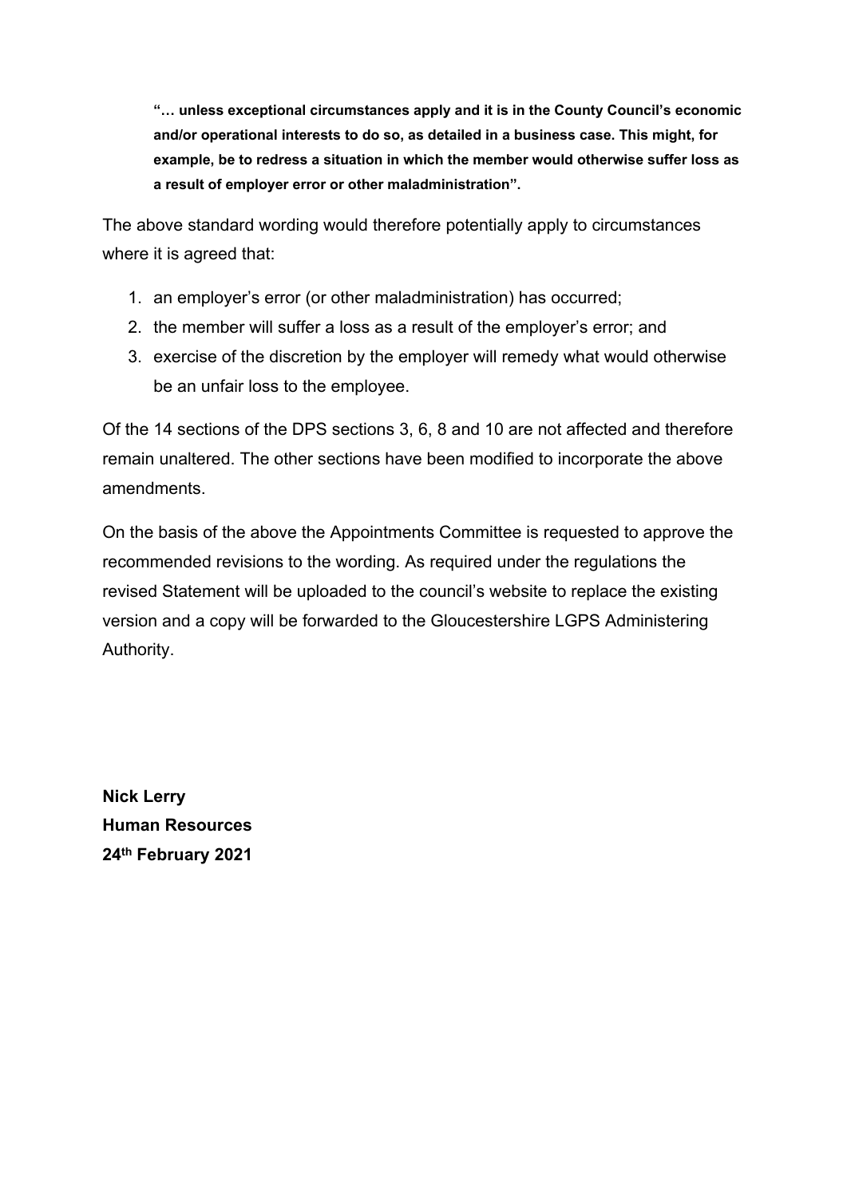> **"… unless exceptional circumstances apply and it is in the County Council's economic and/or operational interests to do so, as detailed in a business case. This might, for example, be to redress a situation in which the member would otherwise suffer loss as a result of employer error or other maladministration".**

The above standard wording would therefore potentially apply to circumstances where it is agreed that:

1. an employer's error (or other maladministration) has occurred;
2. the member will suffer a loss as a result of the employer's error; and
3. exercise of the discretion by the employer will remedy what would otherwise be an unfair loss to the employee.

Of the 14 sections of the DPS sections 3, 6, 8 and 10 are not affected and therefore remain unaltered. The other sections have been modified to incorporate the above amendments.

On the basis of the above the Appointments Committee is requested to approve the recommended revisions to the wording. As required under the regulations the revised Statement will be uploaded to the council's website to replace the existing version and a copy will be forwarded to the Gloucestershire LGPS Administering Authority.

**Nick Lerry**
**Human Resources**
**24th February 2021**